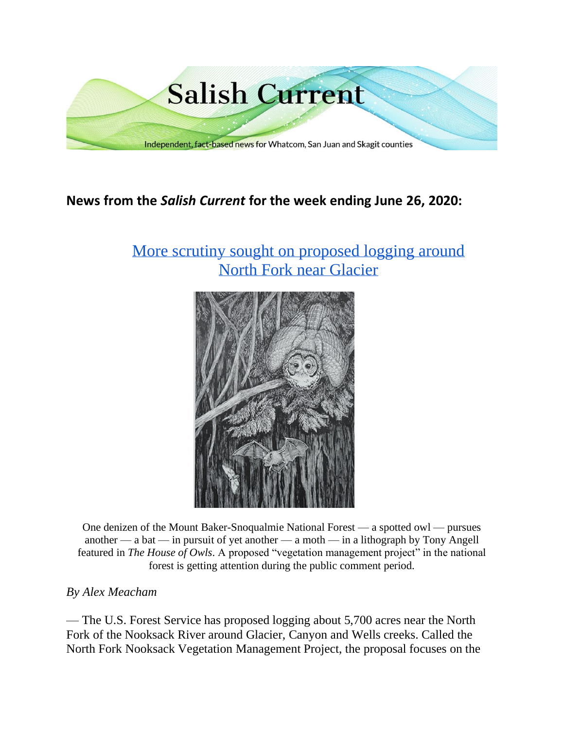# Salish Current

Independent, fact-based news for Whatcom, San Juan and Skagit counties

**News from the *Salish Current* for the week ending June 26, 2020:**

## More scrutiny sought on proposed logging around North Fork near Glacier

One denizen of the Mount Baker-Snoqualmie National Forest — a spotted owl — pursues another — a bat — in pursuit of yet another — a moth — in a lithograph by Tony Angell featured in *The House of Owls*. A proposed "vegetation management project" in the national forest is getting attention during the public comment period.

*By Alex Meacham*

— The U.S. Forest Service has proposed logging about 5,700 acres near the North Fork of the Nooksack River around Glacier, Canyon and Wells creeks. Called the North Fork Nooksack Vegetation Management Project, the proposal focuses on the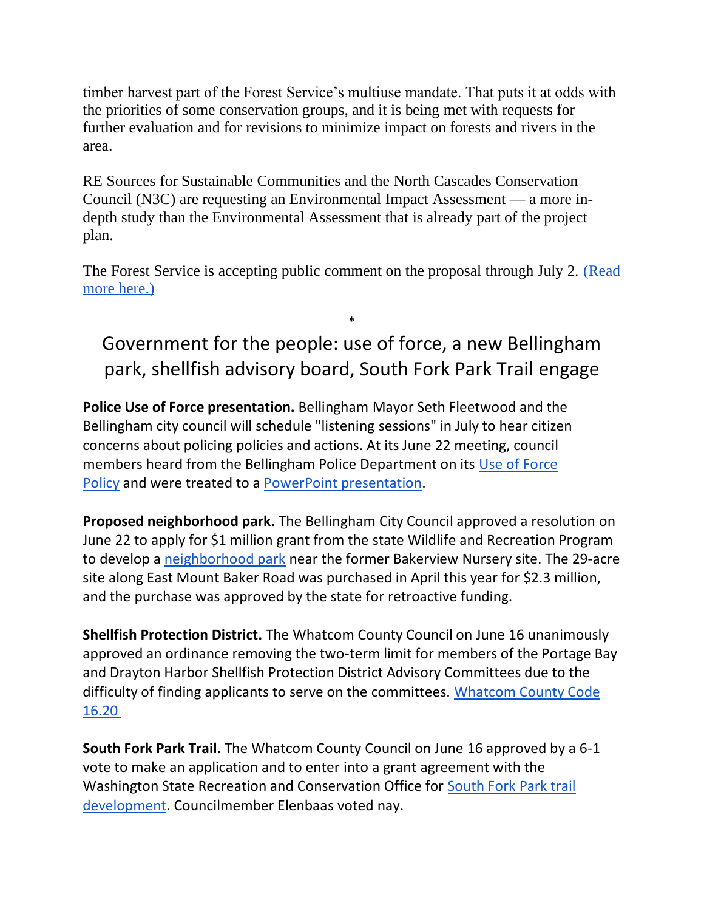timber harvest part of the Forest Service's multiuse mandate. That puts it at odds with the priorities of some conservation groups, and it is being met with requests for further evaluation and for revisions to minimize impact on forests and rivers in the area.

RE Sources for Sustainable Communities and the North Cascades Conservation Council (N3C) are requesting an Environmental Impact Assessment — a more in-depth study than the Environmental Assessment that is already part of the project plan.

The Forest Service is accepting public comment on the proposal through July 2. (Read more here.)

*

## Government for the people: use of force, a new Bellingham park, shellfish advisory board, South Fork Park Trail engage

**Police Use of Force presentation.** Bellingham Mayor Seth Fleetwood and the Bellingham city council will schedule "listening sessions" in July to hear citizen concerns about policing policies and actions. At its June 22 meeting, council members heard from the Bellingham Police Department on its Use of Force Policy and were treated to a PowerPoint presentation.

**Proposed neighborhood park.** The Bellingham City Council approved a resolution on June 22 to apply for $1 million grant from the state Wildlife and Recreation Program to develop a neighborhood park near the former Bakerview Nursery site. The 29-acre site along East Mount Baker Road was purchased in April this year for $2.3 million, and the purchase was approved by the state for retroactive funding.

**Shellfish Protection District.** The Whatcom County Council on June 16 unanimously approved an ordinance removing the two-term limit for members of the Portage Bay and Drayton Harbor Shellfish Protection District Advisory Committees due to the difficulty of finding applicants to serve on the committees. Whatcom County Code 16.20

**South Fork Park Trail.** The Whatcom County Council on June 16 approved by a 6-1 vote to make an application and to enter into a grant agreement with the Washington State Recreation and Conservation Office for South Fork Park trail development. Councilmember Elenbaas voted nay.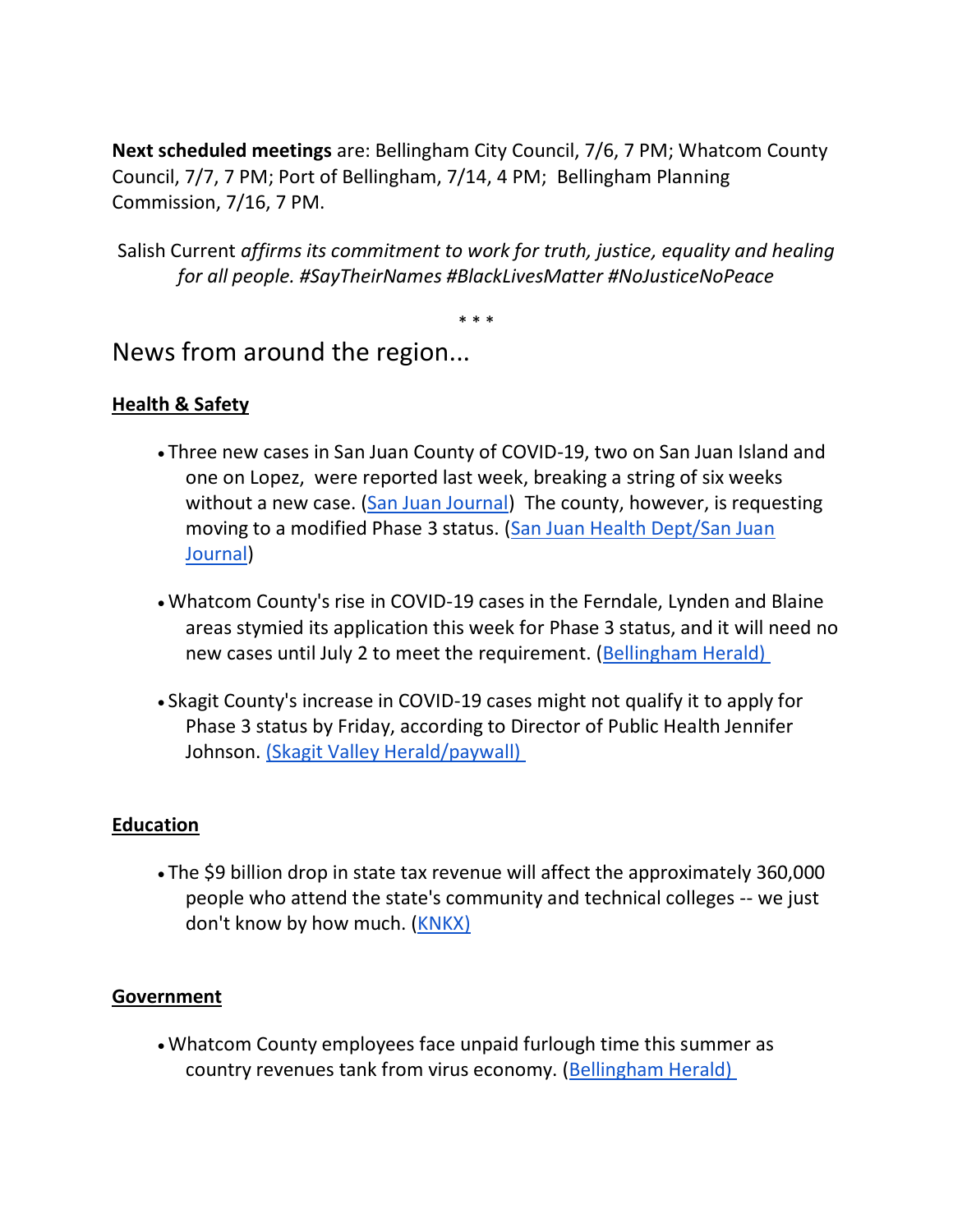**Next scheduled meetings** are: Bellingham City Council, 7/6, 7 PM; Whatcom County Council, 7/7, 7 PM; Port of Bellingham, 7/14, 4 PM; Bellingham Planning Commission, 7/16, 7 PM.

Salish Current *affirms its commitment to work for truth, justice, equality and healing for all people. #SayTheirNames #BlackLivesMatter #NoJusticeNoPeace*

\* \* \*

## News from around the region...

### Health & Safety

- Three new cases in San Juan County of COVID-19, two on San Juan Island and one on Lopez, were reported last week, breaking a string of six weeks without a new case. (San Juan Journal) The county, however, is requesting moving to a modified Phase 3 status. (San Juan Health Dept/San Juan Journal)

- Whatcom County's rise in COVID-19 cases in the Ferndale, Lynden and Blaine areas stymied its application this week for Phase 3 status, and it will need no new cases until July 2 to meet the requirement. (Bellingham Herald)

- Skagit County's increase in COVID-19 cases might not qualify it to apply for Phase 3 status by Friday, according to Director of Public Health Jennifer Johnson. (Skagit Valley Herald/paywall)

### Education

- The $9 billion drop in state tax revenue will affect the approximately 360,000 people who attend the state's community and technical colleges -- we just don't know by how much. (KNKX)

### Government

- Whatcom County employees face unpaid furlough time this summer as country revenues tank from virus economy. (Bellingham Herald)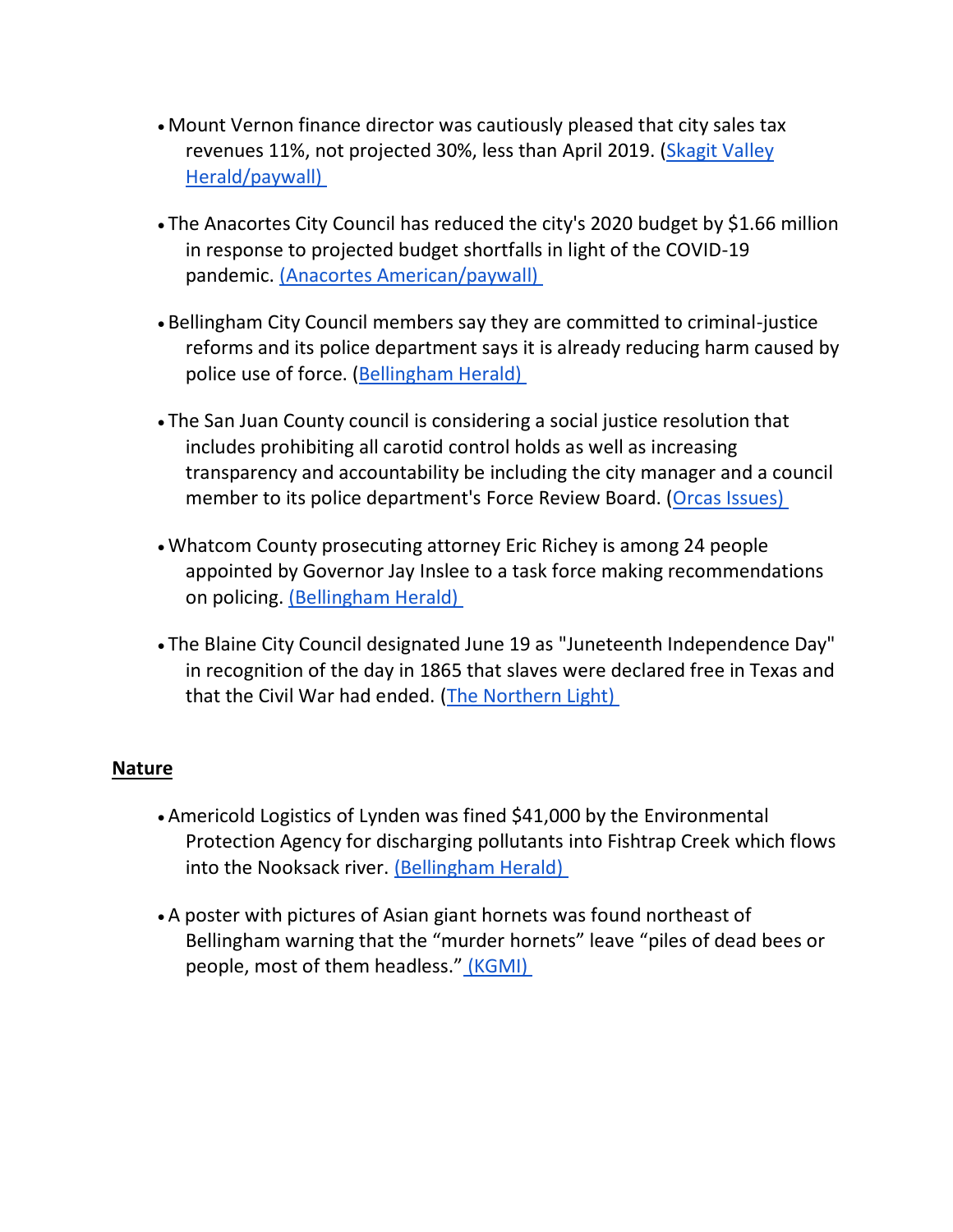- Mount Vernon finance director was cautiously pleased that city sales tax revenues 11%, not projected 30%, less than April 2019. (Skagit Valley Herald/paywall)

- The Anacortes City Council has reduced the city's 2020 budget by $1.66 million in response to projected budget shortfalls in light of the COVID-19 pandemic. (Anacortes American/paywall)

- Bellingham City Council members say they are committed to criminal-justice reforms and its police department says it is already reducing harm caused by police use of force. (Bellingham Herald)

- The San Juan County council is considering a social justice resolution that includes prohibiting all carotid control holds as well as increasing transparency and accountability be including the city manager and a council member to its police department's Force Review Board. (Orcas Issues)

- Whatcom County prosecuting attorney Eric Richey is among 24 people appointed by Governor Jay Inslee to a task force making recommendations on policing. (Bellingham Herald)

- The Blaine City Council designated June 19 as "Juneteenth Independence Day" in recognition of the day in 1865 that slaves were declared free in Texas and that the Civil War had ended. (The Northern Light)

**Nature**

- Americold Logistics of Lynden was fined $41,000 by the Environmental Protection Agency for discharging pollutants into Fishtrap Creek which flows into the Nooksack river. (Bellingham Herald)

- A poster with pictures of Asian giant hornets was found northeast of Bellingham warning that the “murder hornets” leave “piles of dead bees or people, most of them headless.” (KGMI)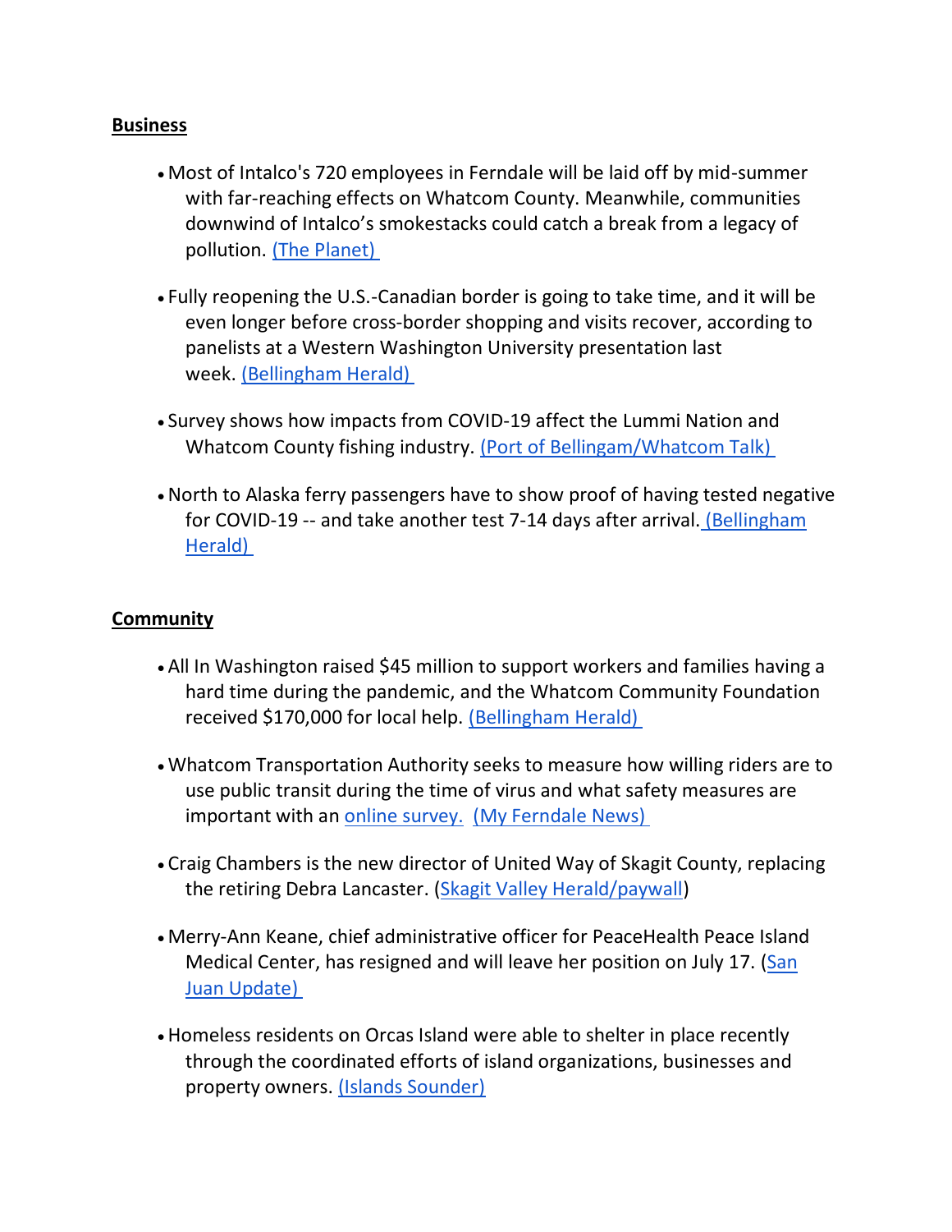**Business**

- Most of Intalco's 720 employees in Ferndale will be laid off by mid-summer with far-reaching effects on Whatcom County. Meanwhile, communities downwind of Intalco's smokestacks could catch a break from a legacy of pollution. (The Planet)

- Fully reopening the U.S.-Canadian border is going to take time, and it will be even longer before cross-border shopping and visits recover, according to panelists at a Western Washington University presentation last week. (Bellingham Herald)

- Survey shows how impacts from COVID-19 affect the Lummi Nation and Whatcom County fishing industry. (Port of Bellingam/Whatcom Talk)

- North to Alaska ferry passengers have to show proof of having tested negative for COVID-19 -- and take another test 7-14 days after arrival. (Bellingham Herald)

**Community**

- All In Washington raised $45 million to support workers and families having a hard time during the pandemic, and the Whatcom Community Foundation received $170,000 for local help. (Bellingham Herald)

- Whatcom Transportation Authority seeks to measure how willing riders are to use public transit during the time of virus and what safety measures are important with an online survey. (My Ferndale News)

- Craig Chambers is the new director of United Way of Skagit County, replacing the retiring Debra Lancaster. (Skagit Valley Herald/paywall)

- Merry-Ann Keane, chief administrative officer for PeaceHealth Peace Island Medical Center, has resigned and will leave her position on July 17. (San Juan Update)

- Homeless residents on Orcas Island were able to shelter in place recently through the coordinated efforts of island organizations, businesses and property owners. (Islands Sounder)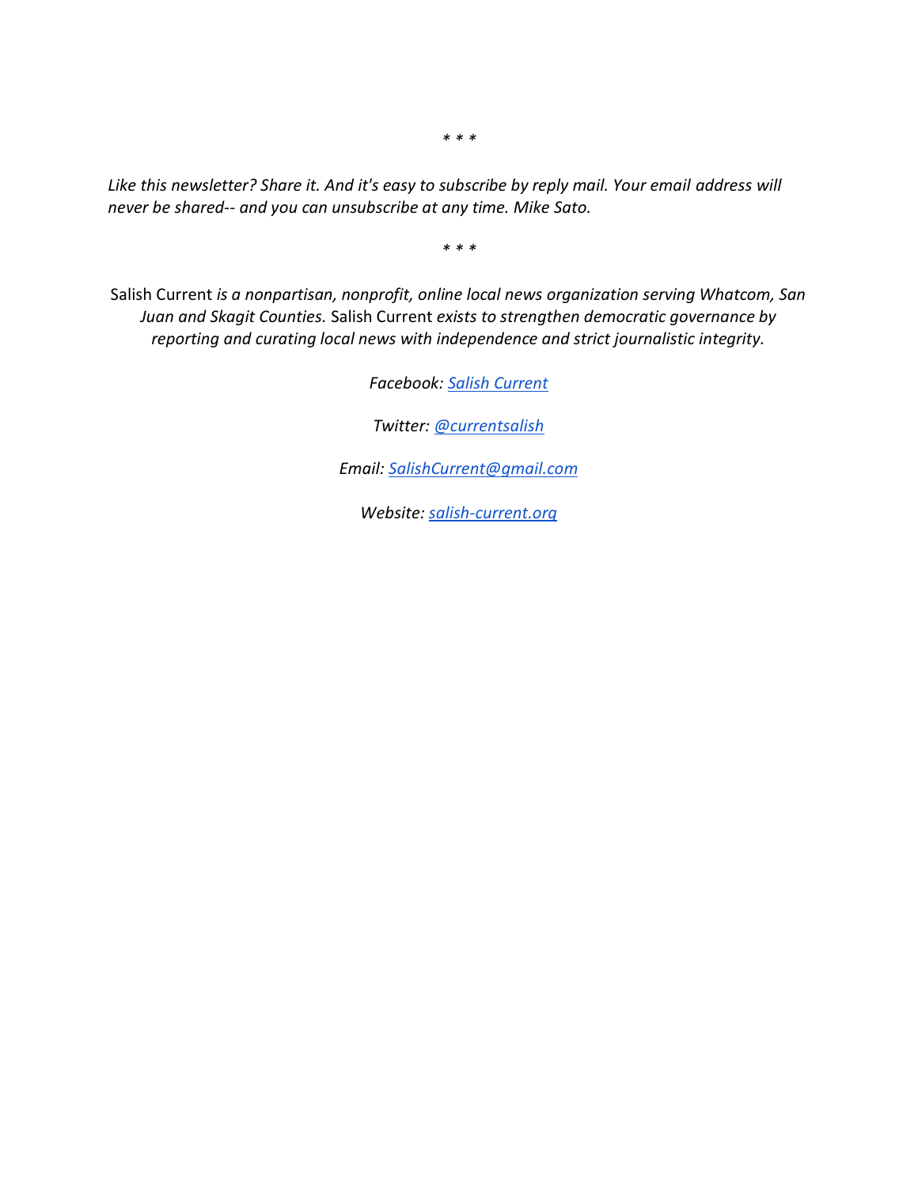\* \* \*

*Like this newsletter? Share it. And it's easy to subscribe by reply mail. Your email address will never be shared-- and you can unsubscribe at any time. Mike Sato.*

\* \* \*

Salish Current *is a nonpartisan, nonprofit, online local news organization serving Whatcom, San Juan and Skagit Counties.* Salish Current *exists to strengthen democratic governance by reporting and curating local news with independence and strict journalistic integrity.*

*Facebook: [Salish Current]()*

*Twitter: [@currentsalish]()*

*Email: [SalishCurrent@gmail.com]()*

*Website: [salish-current.org]()*